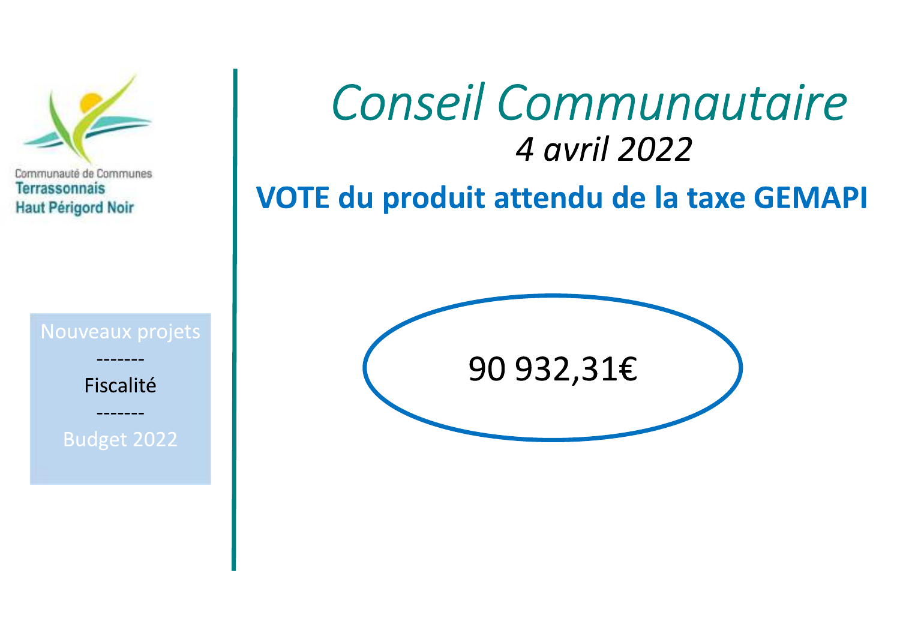Communauté de Communes
Terrassonnais
Haut Périgord Noir

# Conseil Communautaire

*4 avril 2022*

## VOTE du produit attendu de la taxe GEMAPI

90 932,31€

Nouveaux projets
-------
Fiscalité
-------
Budget 2022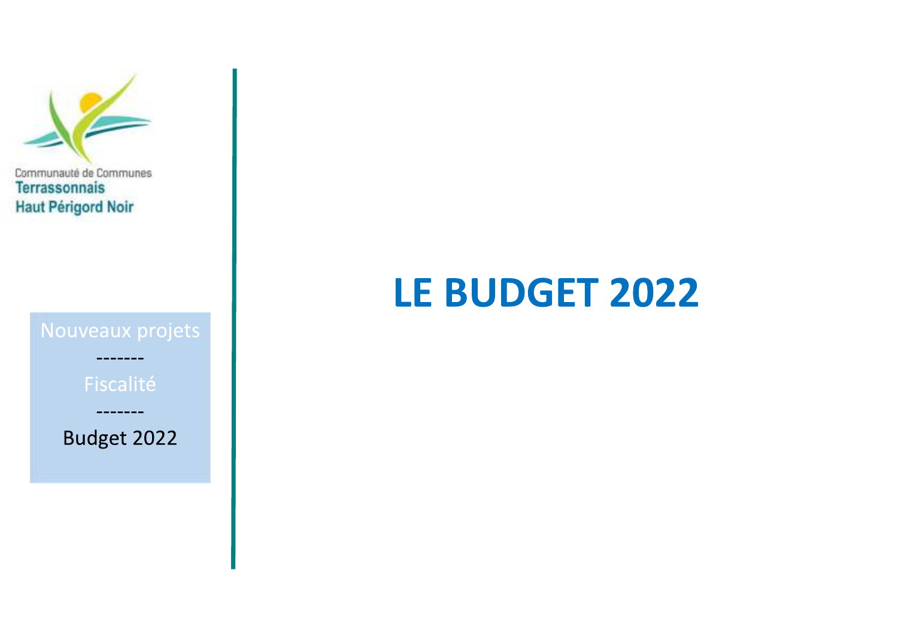Communauté de Communes
Terrassonnais
Haut Périgord Noir

Nouveaux projets

-------

Fiscalité

-------

Budget 2022

# LE BUDGET 2022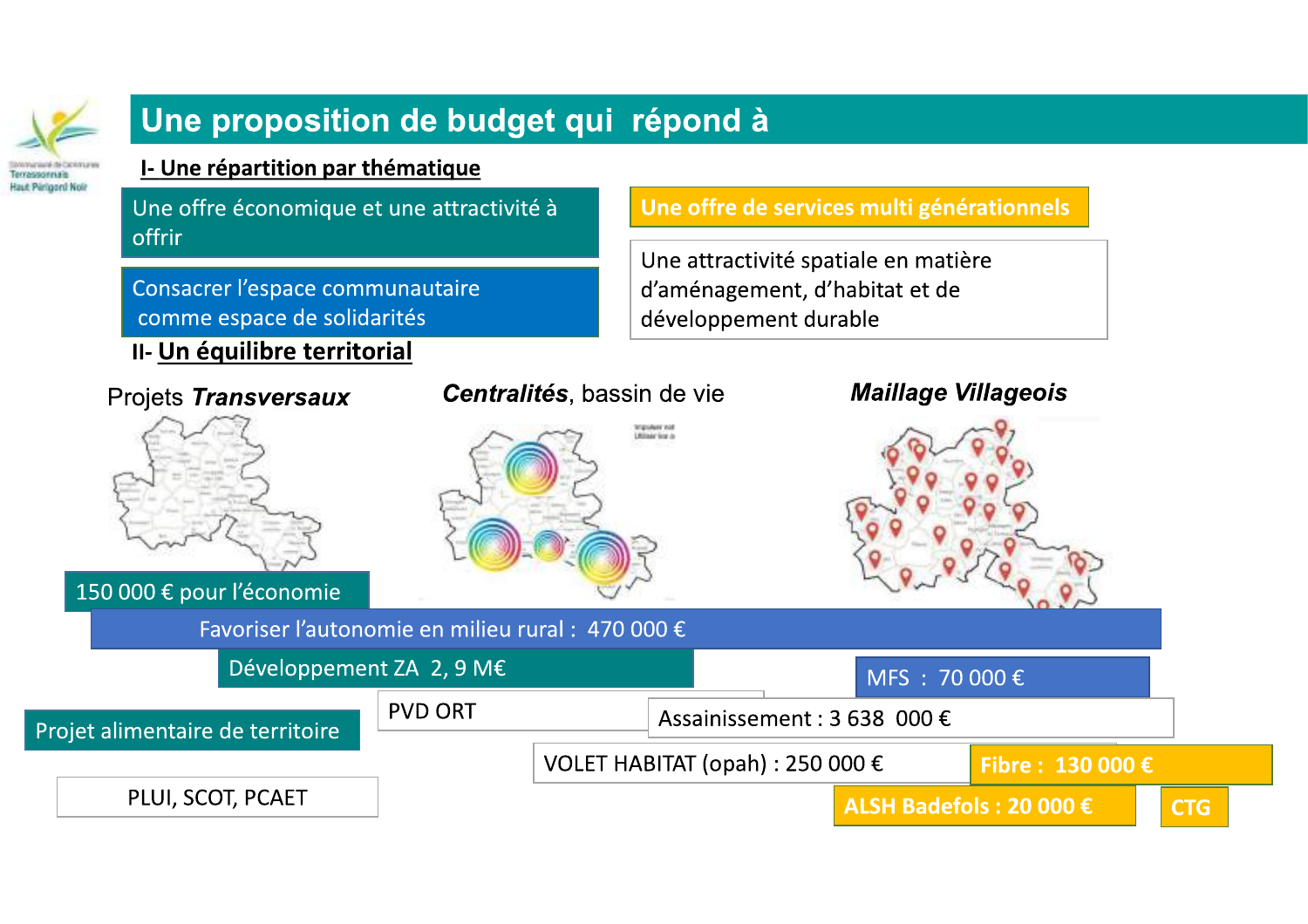# Une proposition de budget qui répond à

## I- Une répartition par thématique

- Une offre économique et une attractivité à offrir
- Consacrer l'espace communautaire comme espace de solidarités
- Une offre de services multi générationnels
- Une attractivité spatiale en matière d'aménagement, d'habitat et de développement durable

## II- Un équilibre territorial

Projets ***Transversaux***

***Centralités***, bassin de vie

***Maillage Villageois***

- 150 000 € pour l'économie
- Favoriser l'autonomie en milieu rural : 470 000 €
- Développement ZA 2, 9 M€
- MFS : 70 000 €
- PVD ORT
- Assainissement : 3 638 000 €
- Projet alimentaire de territoire
- VOLET HABITAT (opah) : 250 000 €
- **Fibre : 130 000 €**
- PLUI, SCOT, PCAET
- **ALSH Badefols : 20 000 €**
- **CTG**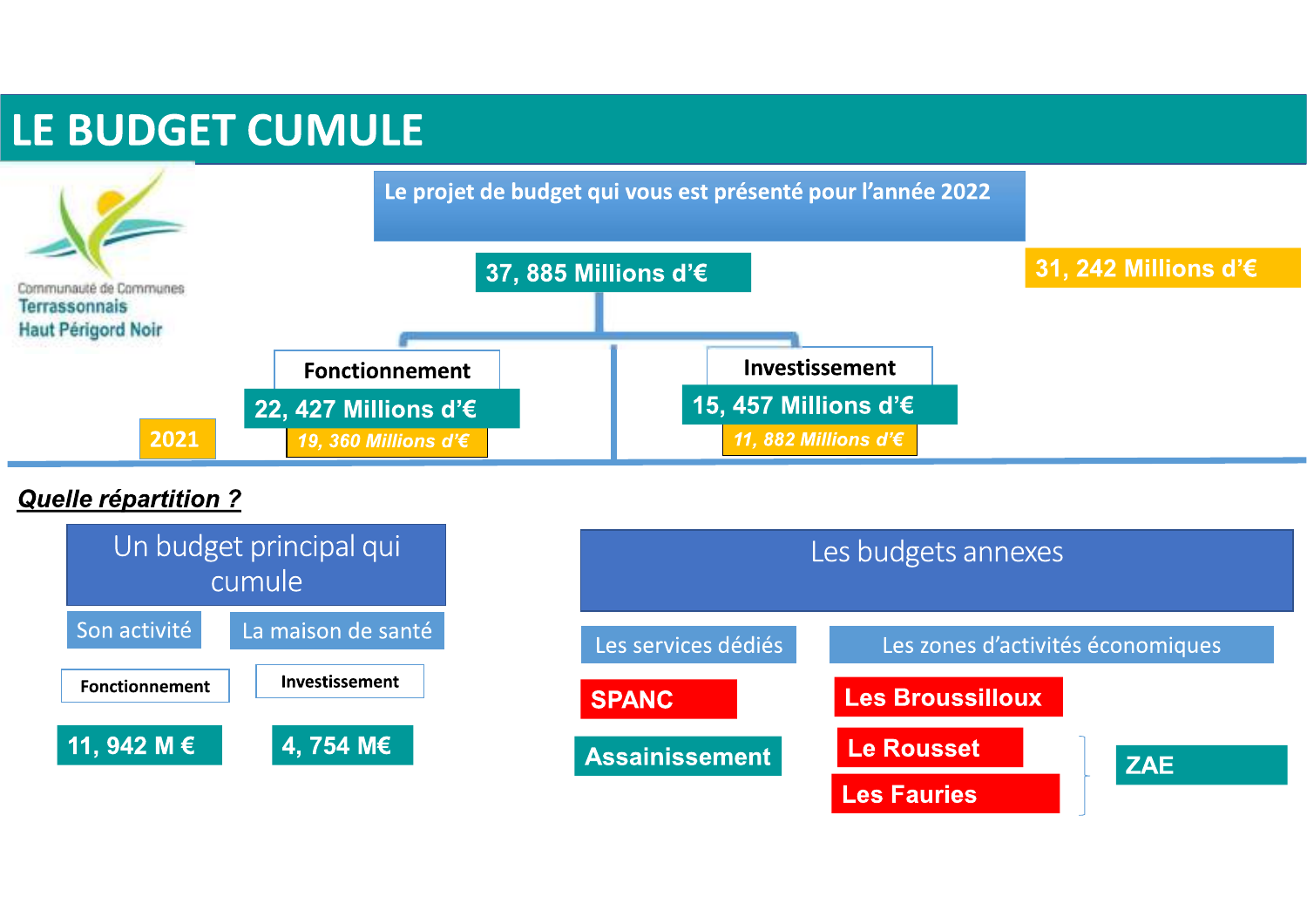# LE BUDGET CUMULE

Communauté de Communes
Terrassonnais
Haut Périgord Noir

**Le projet de budget qui vous est présenté pour l'année 2022**

**37, 885 Millions d'€**

**31, 242 Millions d'€**

| | Fonctionnement | Investissement |
|---|---|---|
| 2022 | 22, 427 Millions d'€ | 15, 457 Millions d'€ |
| 2021 | *19, 360 Millions d'€* | *11, 882 Millions d'€* |

***Quelle répartition ?***

## Un budget principal qui cumule

- Son activité
- La maison de santé

| Fonctionnement | Investissement |
|---|---|
| 11, 942 M € | 4, 754 M€ |

## Les budgets annexes

**Les services dédiés**

- SPANC
- Assainissement

**Les zones d'activités économiques**

- Les Broussilloux
- Le Rousset
- Les Fauries

ZAE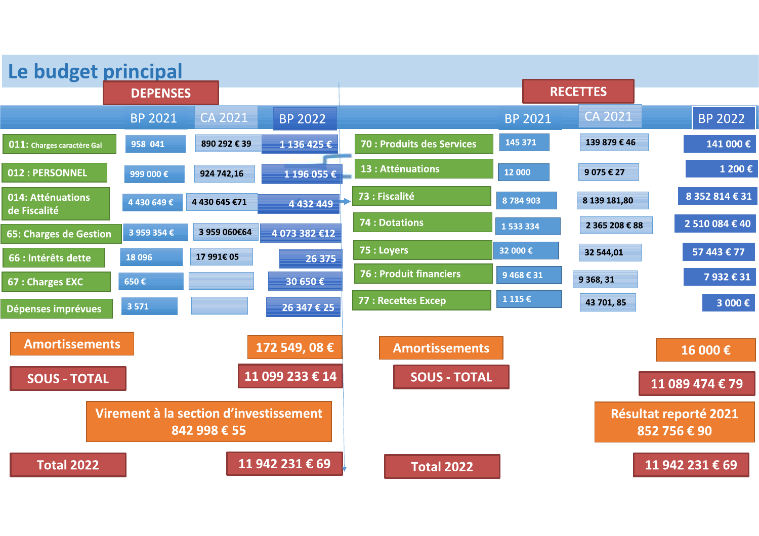# Le budget principal

## DEPENSES

| | BP 2021 | CA 2021 | BP 2022 |
|---|---|---|---|
| 011: Charges caractère Gal | 958 041 | 890 292 € 39 | 1 136 425 € |
| 012 : PERSONNEL | 999 000 € | 924 742,16 | 1 196 055 € |
| 014: Atténuations de Fiscalité | 4 430 649 € | 4 430 645 €71 | 4 432 449 |
| 65: Charges de Gestion | 3 959 354 € | 3 959 060€64 | 4 073 382 €12 |
| 66 : Intérêts dette | 18 096 | 17 991€ 05 | 26 375 |
| 67 : Charges EXC | 650 € | | 30 650 € |
| Dépenses imprévues | 3 571 | | 26 347 € 25 |
| Amortissements | | | 172 549, 08 € |
| SOUS - TOTAL | | | 11 099 233 € 14 |

Virement à la section d'investissement 842 998 € 55

| | |
|---|---|
| Total 2022 | 11 942 231 € 69 |

## RECETTES

| | BP 2021 | CA 2021 | BP 2022 |
|---|---|---|---|
| 70 : Produits des Services | 145 371 | 139 879 € 46 | 141 000 € |
| 13 : Atténuations | 12 000 | 9 075 € 27 | 1 200 € |
| 73 : Fiscalité | 8 784 903 | 8 139 181,80 | 8 352 814 € 31 |
| 74 : Dotations | 1 533 334 | 2 365 208 € 88 | 2 510 084 € 40 |
| 75 : Loyers | 32 000 € | 32 544,01 | 57 443 € 77 |
| 76 : Produit financiers | 9 468 € 31 | 9 368, 31 | 7 932 € 31 |
| 77 : Recettes Excep | 1 115 € | 43 701, 85 | 3 000 € |
| Amortissements | | | 16 000 € |
| SOUS - TOTAL | | | 11 089 474 € 79 |

Résultat reporté 2021 852 756 € 90

| | |
|---|---|
| Total 2022 | 11 942 231 € 69 |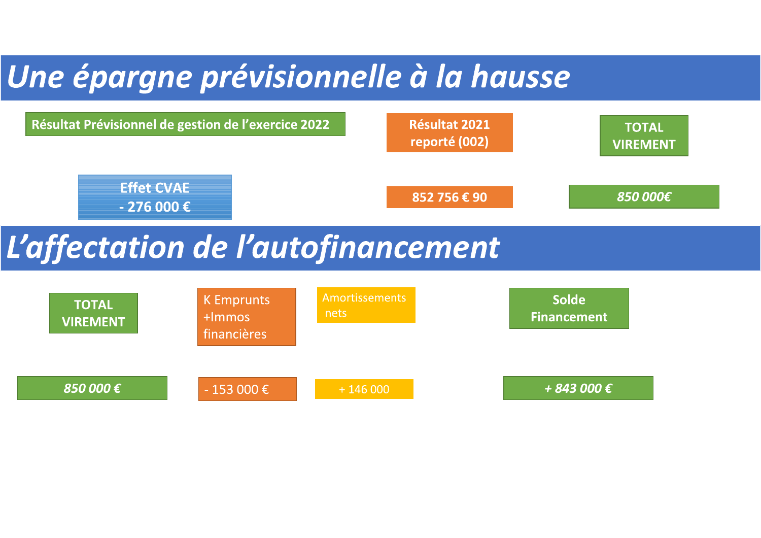# *Une épargne prévisionnelle à la hausse*

| Résultat Prévisionnel de gestion de l'exercice 2022 | Résultat 2021 reporté (002) | TOTAL VIREMENT |
|---|---|---|
| Effet CVAE - 276 000 € | 852 756 € 90 | *850 000€* |

# *L'affectation de l'autofinancement*

| TOTAL VIREMENT | K Emprunts +Immos financières | Amortissements nets | Solde Financement |
|---|---|---|---|
| *850 000 €* | - 153 000 € | + 146 000 | *+ 843 000 €* |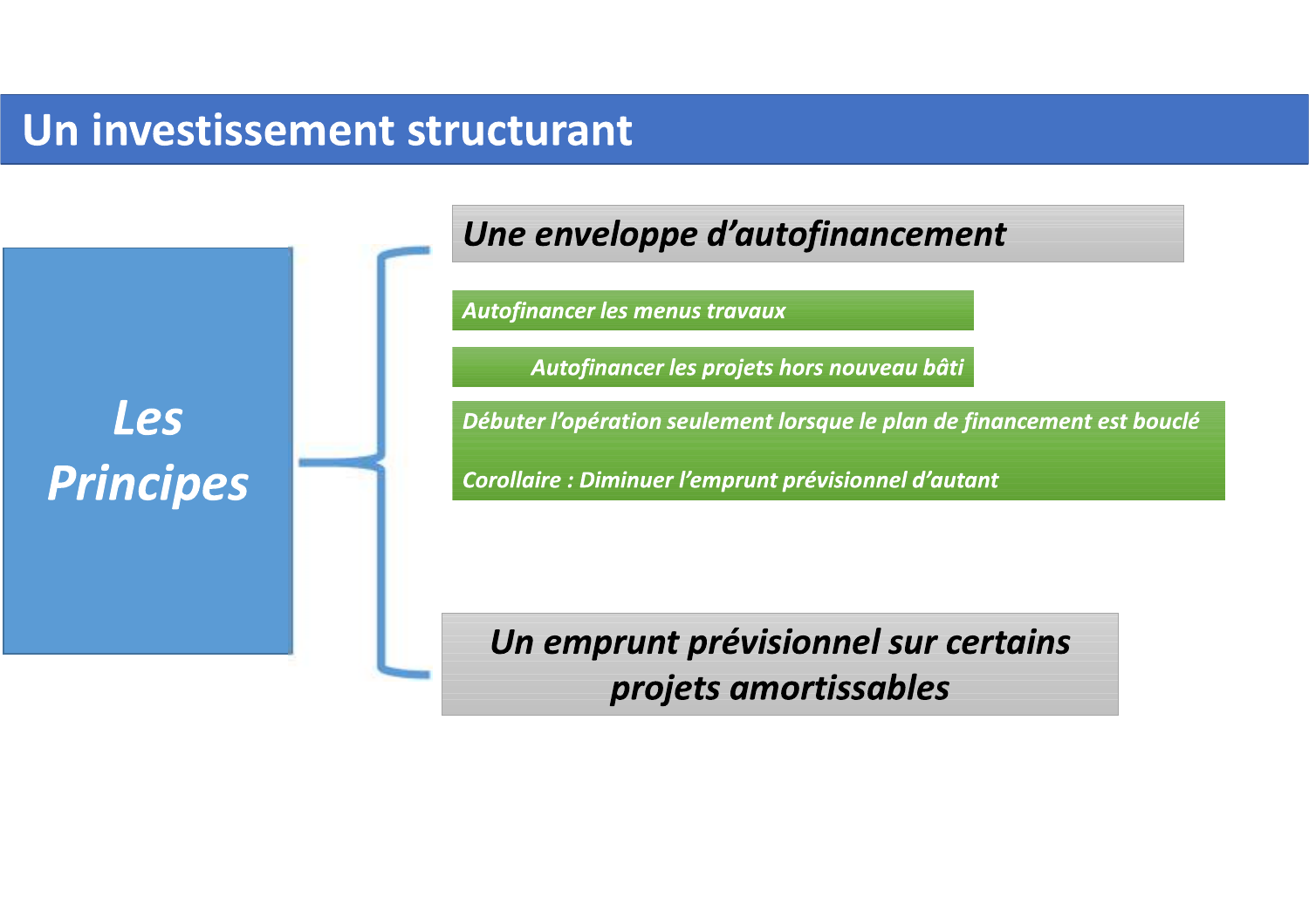# Un investissement structurant

## *Les Principes*

### *Une enveloppe d'autofinancement*

- *Autofinancer les menus travaux*
- *Autofinancer les projets hors nouveau bâti*
- *Débuter l'opération seulement lorsque le plan de financement est bouclé*

  *Corollaire : Diminuer l'emprunt prévisionnel d'autant*

### *Un emprunt prévisionnel sur certains projets amortissables*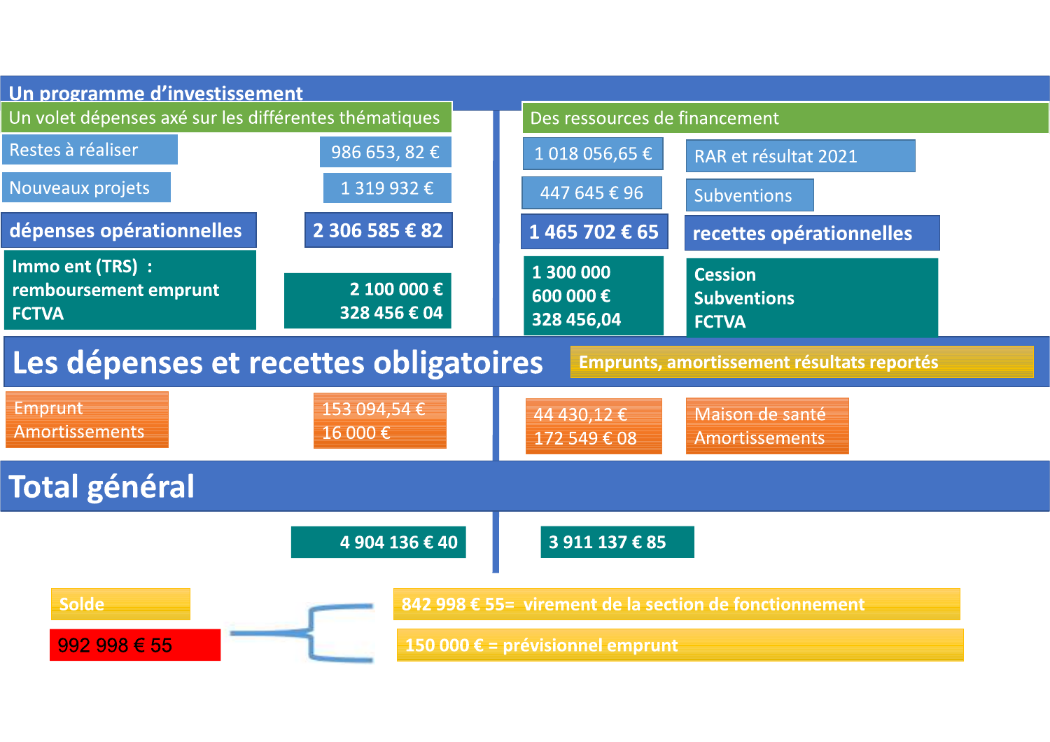# Un programme d'investissement

| Un volet dépenses axé sur les différentes thématiques | | Des ressources de financement | |
|---|---|---|---|
| Restes à réaliser | 986 653, 82 € | 1 018 056,65 € | RAR et résultat 2021 |
| Nouveaux projets | 1 319 932 € | 447 645 € 96 | Subventions |
| **dépenses opérationnelles** | **2 306 585 € 82** | **1 465 702 € 65** | **recettes opérationnelles** |
| **Immo ent (TRS) :** | | **1 300 000** | **Cession** |
| **remboursement emprunt** | **2 100 000 €** | **600 000 €** | **Subventions** |
| **FCTVA** | **328 456 € 04** | **328 456,04** | **FCTVA** |

## Les dépenses et recettes obligatoires

**Emprunts, amortissement résultats reportés**

| Dépenses | Montant | Recettes | |
|---|---|---|---|
| Emprunt | 153 094,54 € | 44 430,12 € | Maison de santé |
| Amortissements | 16 000 € | 172 549 € 08 | Amortissements |

## Total général

| Dépenses | Recettes |
|---|---|
| **4 904 136 € 40** | **3 911 137 € 85** |

**Solde**

992 998 € 55

- **842 998 € 55= virement de la section de fonctionnement**
- **150 000 € = prévisionnel emprunt**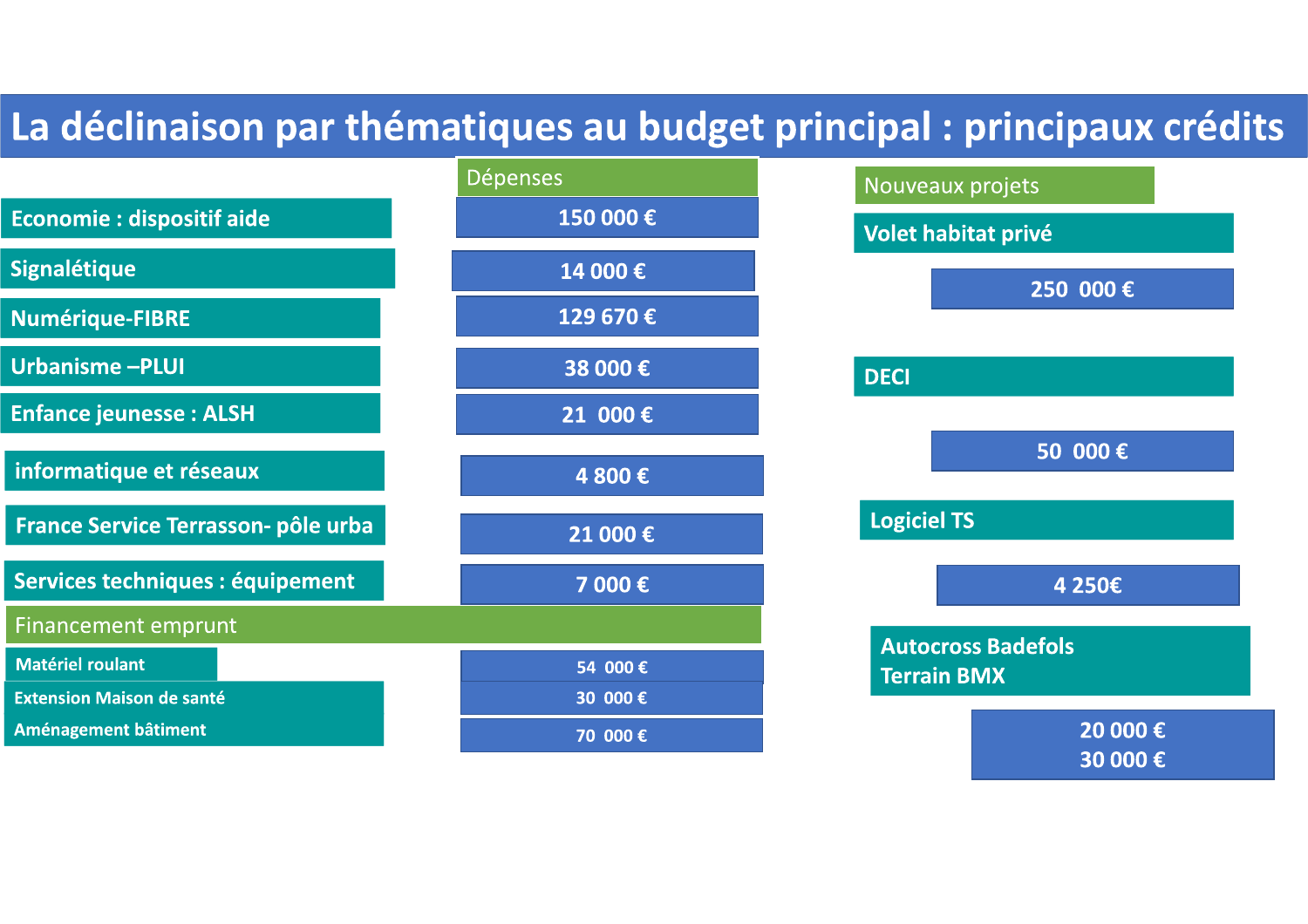# La déclinaison par thématiques au budget principal : principaux crédits

| | Dépenses |
|---|---|
| Economie : dispositif aide | 150 000 € |
| Signalétique | 14 000 € |
| Numérique-FIBRE | 129 670 € |
| Urbanisme –PLUI | 38 000 € |
| Enfance jeunesse : ALSH | 21 000 € |
| informatique et réseaux | 4 800 € |
| France Service Terrasson- pôle urba | 21 000 € |
| Services techniques : équipement | 7 000 € |
| **Financement emprunt** | |
| Matériel roulant | 54 000 € |
| Extension Maison de santé | 30 000 € |
| Aménagement bâtiment | 70 000 € |

**Nouveaux projets**

| Projet | Montant |
|---|---|
| Volet habitat privé | 250 000 € |
| DECI | 50 000 € |
| Logiciel TS | 4 250€ |
| Autocross Badefols | 20 000 € |
| Terrain BMX | 30 000 € |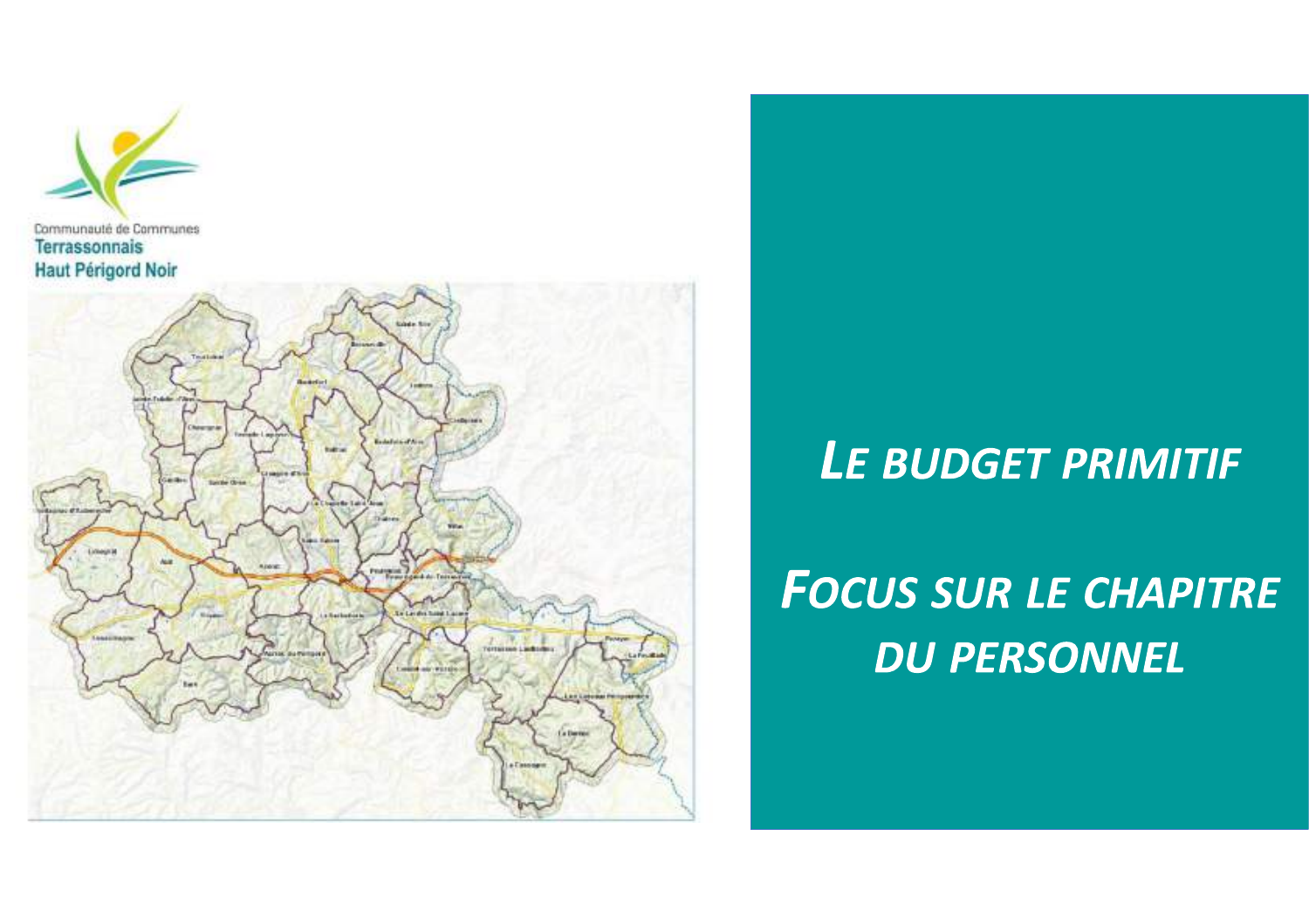Communauté de Communes
Terrassonnais
Haut Périgord Noir

# *LE BUDGET PRIMITIF*

# *FOCUS SUR LE CHAPITRE DU PERSONNEL*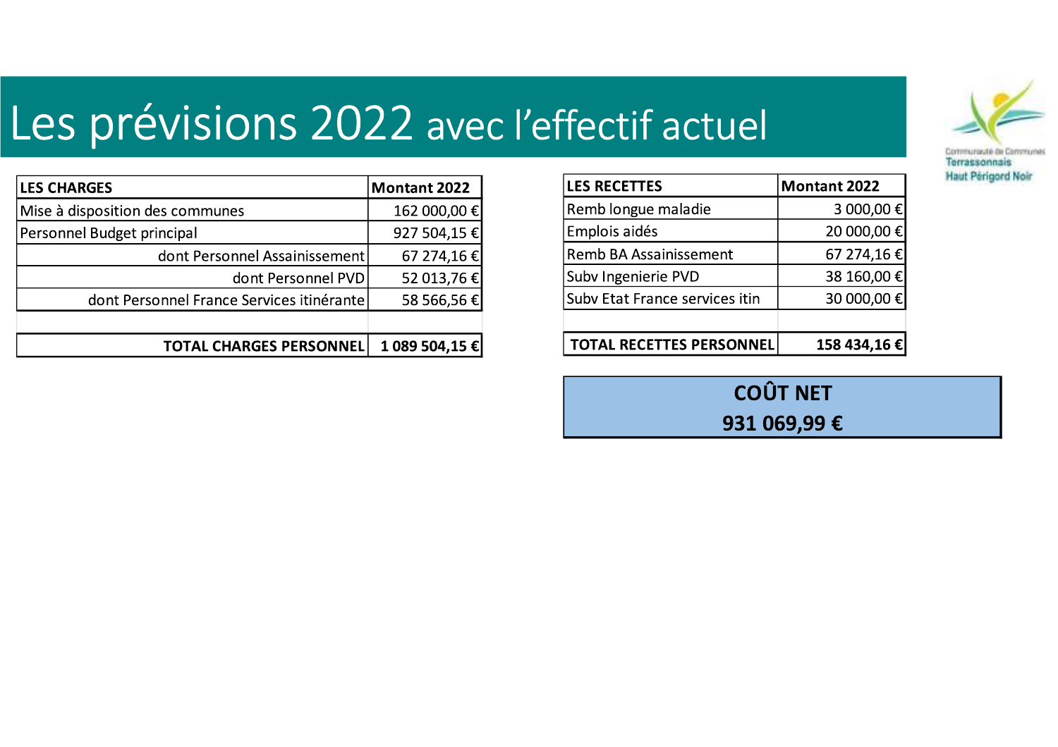# Les prévisions 2022 avec l'effectif actuel

| LES CHARGES | Montant 2022 |
|---|---|
| Mise à disposition des communes | 162 000,00 € |
| Personnel Budget principal | 927 504,15 € |
| dont Personnel Assainissement | 67 274,16 € |
| dont Personnel PVD | 52 013,76 € |
| dont Personnel France Services itinérante | 58 566,56 € |
| | |
| **TOTAL CHARGES PERSONNEL** | **1 089 504,15 €** |

| LES RECETTES | Montant 2022 |
|---|---|
| Remb longue maladie | 3 000,00 € |
| Emplois aidés | 20 000,00 € |
| Remb BA Assainissement | 67 274,16 € |
| Subv Ingenierie PVD | 38 160,00 € |
| Subv Etat France services itin | 30 000,00 € |
| | |
| **TOTAL RECETTES PERSONNEL** | **158 434,16 €** |

**COÛT NET**
**931 069,99 €**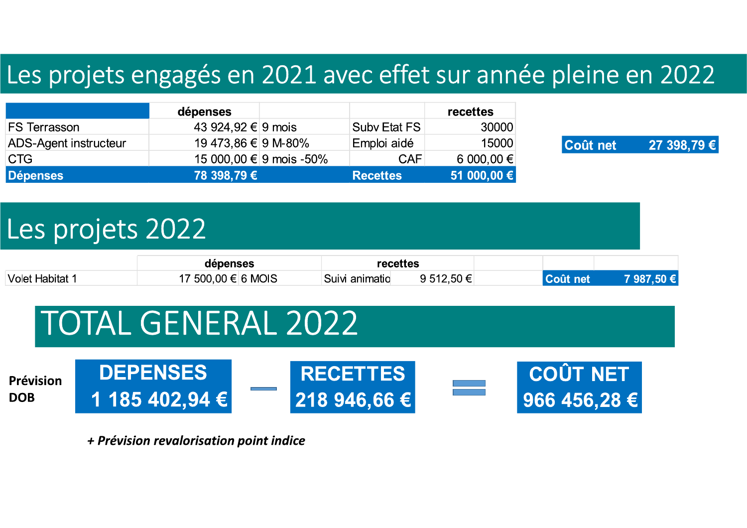# Les projets engagés en 2021 avec effet sur année pleine en 2022

| | dépenses | | | recettes |
|---|---|---|---|---|
| FS Terrasson | 43 924,92 € | 9 mois | Subv Etat FS | 30000 |
| ADS-Agent instructeur | 19 473,86 € | 9 M-80% | Emploi aidé | 15000 |
| CTG | 15 000,00 € | 9 mois -50% | CAF | 6 000,00 € |
| **Dépenses** | **78 398,79 €** | | **Recettes** | **51 000,00 €** |

**Coût net 27 398,79 €**

# Les projets 2022

| | dépenses | | recettes | |
|---|---|---|---|---|
| Volet Habitat 1 | 17 500,00 € | 6 MOIS | Suivi animatio | 9 512,50 € |

**Coût net 7 987,50 €**

# TOTAL GENERAL 2022

**Prévision DOB**

**DEPENSES 1 185 402,94 €** – **RECETTES 218 946,66 €** = **COÛT NET 966 456,28 €**

***+ Prévision revalorisation point indice***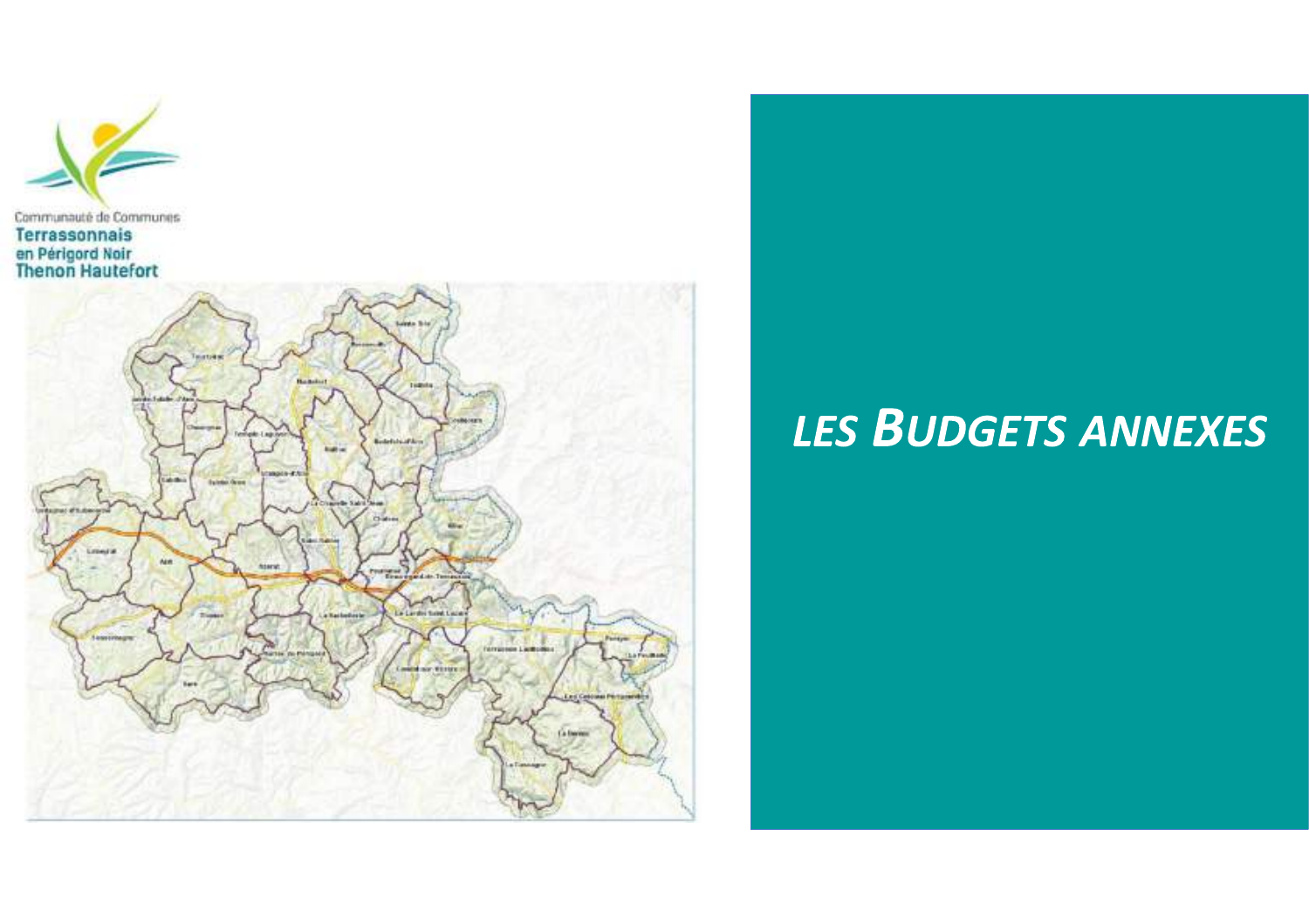Communauté de Communes
Terrassonnais
en Périgord Noir
Thenon Hautefort

# *LES BUDGETS ANNEXES*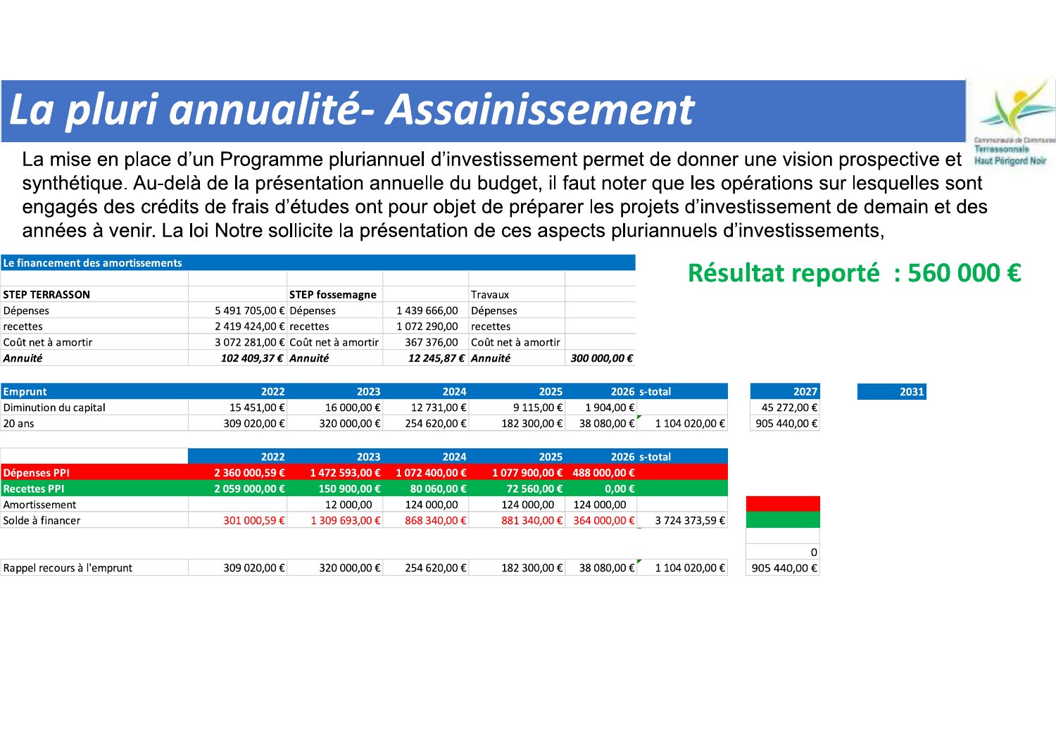# La pluri annualité- Assainissement

La mise en place d'un Programme pluriannuel d'investissement permet de donner une vision prospective et synthétique. Au-delà de la présentation annuelle du budget, il faut noter que les opérations sur lesquelles sont engagés des crédits de frais d'études ont pour objet de préparer les projets d'investissement de demain et des années à venir. La loi Notre sollicite la présentation de ces aspects pluriannuels d'investissements,

**Résultat reporté : 560 000 €**

| Le financement des amortissements | | | | | |
|---|---|---|---|---|---|
| **STEP TERRASSON** | | **STEP fossemagne** | | Travaux | |
| Dépenses | 5 491 705,00 € | Dépenses | 1 439 666,00 | Dépenses | |
| recettes | 2 419 424,00 € | recettes | 1 072 290,00 | recettes | |
| Coût net à amortir | 3 072 281,00 € | Coût net à amortir | 367 376,00 | Coût net à amortir | |
| ***Annuité*** | ***102 409,37 €*** | ***Annuité*** | ***12 245,87 €*** | ***Annuité*** | ***300 000,00 €*** |

| Emprunt | 2022 | 2023 | 2024 | 2025 | 2026 | s-total | 2027 | 2031 |
|---|---|---|---|---|---|---|---|---|
| Diminution du capital | 15 451,00 € | 16 000,00 € | 12 731,00 € | 9 115,00 € | 1 904,00 € | | 45 272,00 € | |
| 20 ans | 309 020,00 € | 320 000,00 € | 254 620,00 € | 182 300,00 € | 38 080,00 € | 1 104 020,00 € | 905 440,00 € | |

| | 2022 | 2023 | 2024 | 2025 | 2026 | s-total | |
|---|---|---|---|---|---|---|---|
| **Dépenses PPI** | **2 360 000,59 €** | **1 472 593,00 €** | **1 072 400,00 €** | **1 077 900,00 €** | **488 000,00 €** | | |
| **Recettes PPI** | **2 059 000,00 €** | **150 900,00 €** | **80 060,00 €** | **72 560,00 €** | **0,00 €** | | |
| Amortissement | | 12 000,00 | 124 000,00 | 124 000,00 | 124 000,00 | | |
| Solde à financer | 301 000,59 € | 1 309 693,00 € | 868 340,00 € | 881 340,00 € | 364 000,00 € | 3 724 373,59 € | |
| | | | | | | | 0 |
| Rappel recours à l'emprunt | 309 020,00 € | 320 000,00 € | 254 620,00 € | 182 300,00 € | 38 080,00 € | 1 104 020,00 € | 905 440,00 € |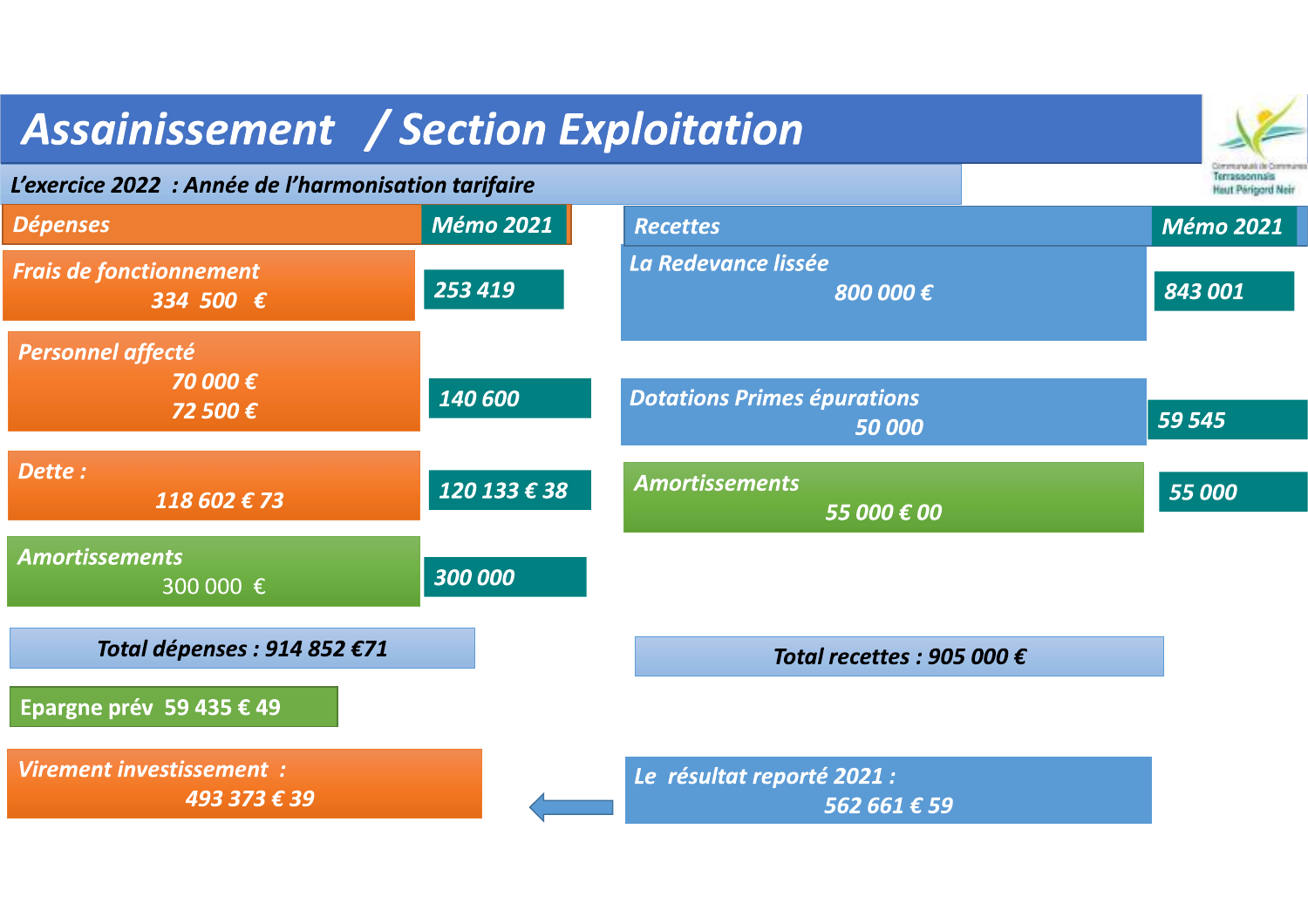# Assainissement / Section Exploitation

**L'exercice 2022 : Année de l'harmonisation tarifaire**

| Dépenses | Mémo 2021 |
|---|---|
| Frais de fonctionnement 334 500 € | 253 419 |
| Personnel affecté 70 000 € 72 500 € | 140 600 |
| Dette : 118 602 € 73 | 120 133 € 38 |
| Amortissements 300 000 € | 300 000 |
| **Total dépenses : 914 852 €71** | |
| Epargne prév 59 435 € 49 | |
| Virement investissement : 493 373 € 39 | |

| Recettes | Mémo 2021 |
|---|---|
| La Redevance lissée 800 000 € | 843 001 |
| Dotations Primes épurations 50 000 | 59 545 |
| Amortissements 55 000 € 00 | 55 000 |
| **Total recettes : 905 000 €** | |
| Le résultat reporté 2021 : 562 661 € 59 | |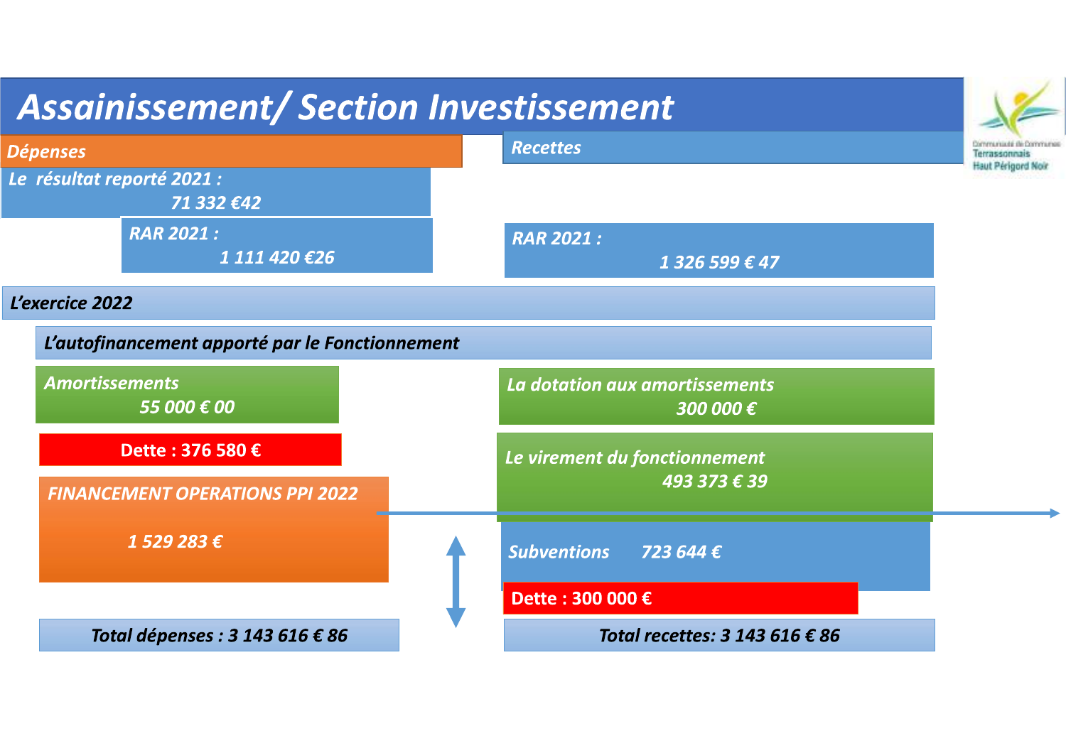# Assainissement/ Section Investissement

| Dépenses | Recettes |
| --- | --- |
| Le résultat reporté 2021 : 71 332 €42 | |
| RAR 2021 : 1 111 420 €26 | RAR 2021 : 1 326 599 € 47 |

**L'exercice 2022**

**L'autofinancement apporté par le Fonctionnement**

| Dépenses | Recettes |
| --- | --- |
| Amortissements 55 000 € 00 | La dotation aux amortissements 300 000 € |
| Dette : 376 580 € | Le virement du fonctionnement 493 373 € 39 |
| FINANCEMENT OPERATIONS PPI 2022 1 529 283 € | Subventions 723 644 € |
| | Dette : 300 000 € |
| **Total dépenses : 3 143 616 € 86** | **Total recettes: 3 143 616 € 86** |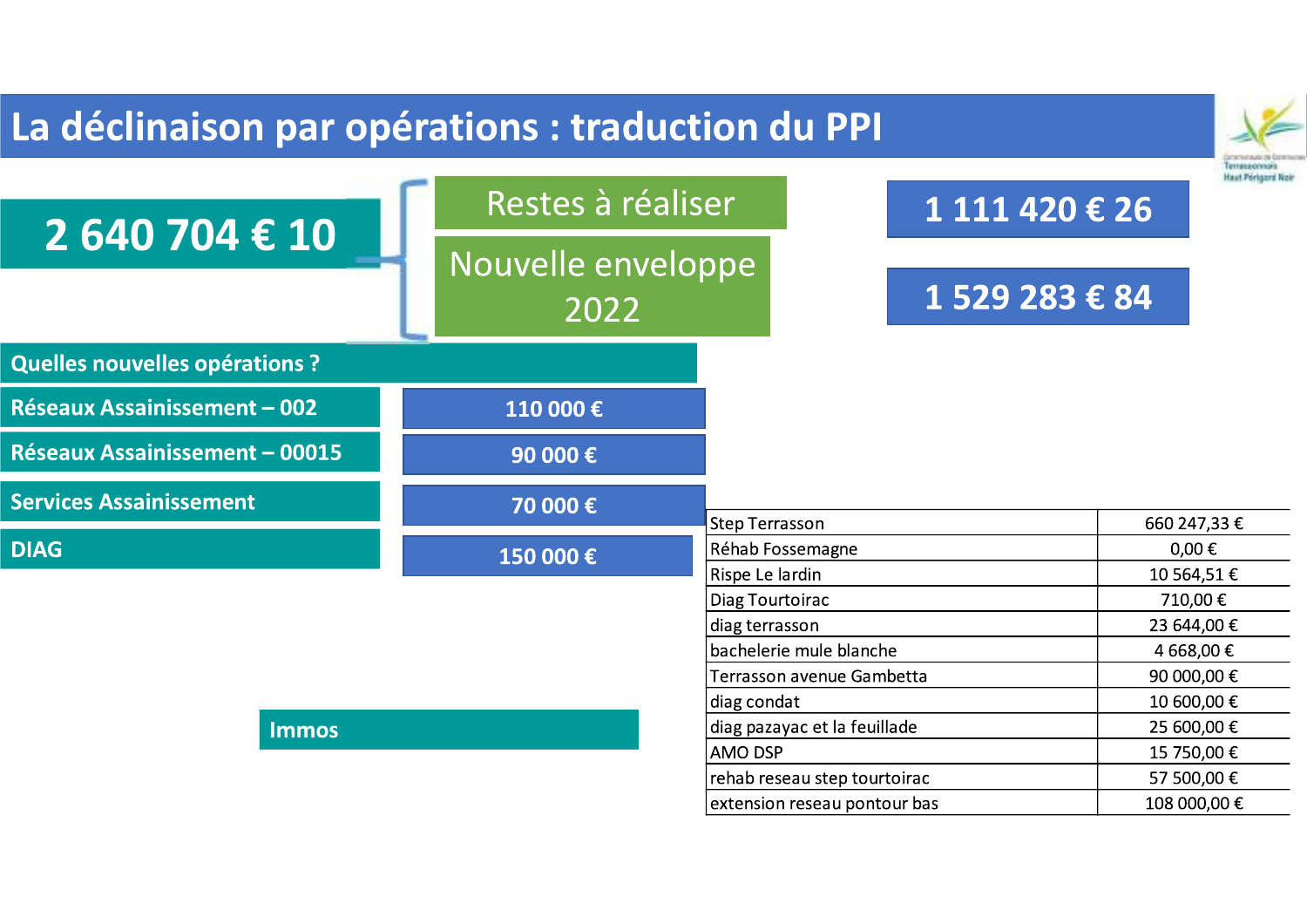# La déclinaison par opérations : traduction du PPI

**2 640 704 € 10**

- Restes à réaliser — **1 111 420 € 26**
- Nouvelle enveloppe 2022 — **1 529 283 € 84**

## Quelles nouvelles opérations ?

| Opération | Montant |
|---|---|
| Réseaux Assainissement – 002 | 110 000 € |
| Réseaux Assainissement – 00015 | 90 000 € |
| Services Assainissement | 70 000 € |
| DIAG | 150 000 € |

| | |
|---|---|
| Step Terrasson | 660 247,33 € |
| Réhab Fossemagne | 0,00 € |
| Rispe Le lardin | 10 564,51 € |
| Diag Tourtoirac | 710,00 € |
| diag terrasson | 23 644,00 € |
| bachelerie mule blanche | 4 668,00 € |
| Terrasson avenue Gambetta | 90 000,00 € |
| diag condat | 10 600,00 € |
| diag pazayac et la feuillade | 25 600,00 € |
| AMO DSP | 15 750,00 € |
| rehab reseau step tourtoirac | 57 500,00 € |
| extension reseau pontour bas | 108 000,00 € |

**Immos**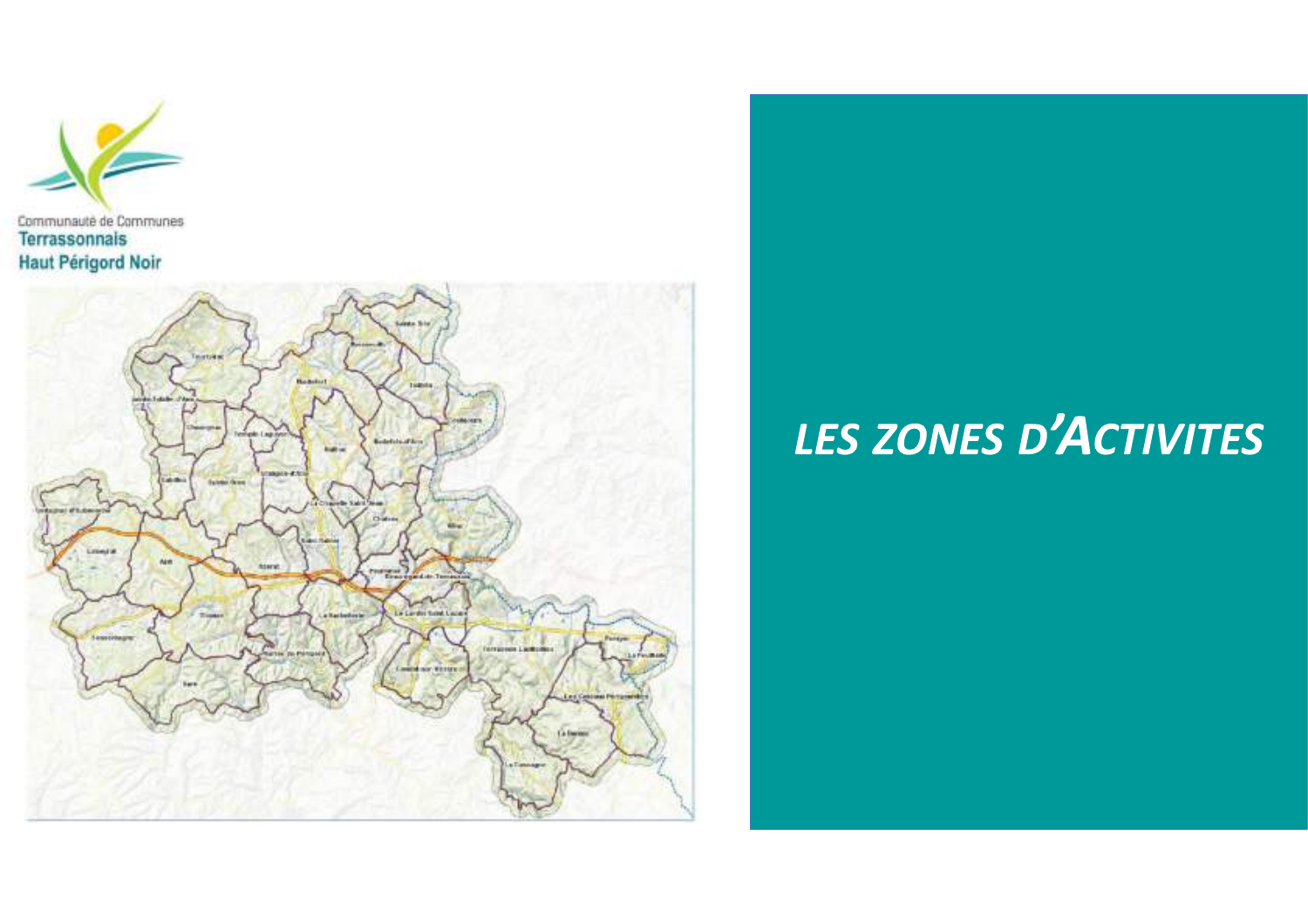Communauté de Communes
**Terrassonnais**
**Haut Périgord Noir**

# *LES ZONES D'ACTIVITES*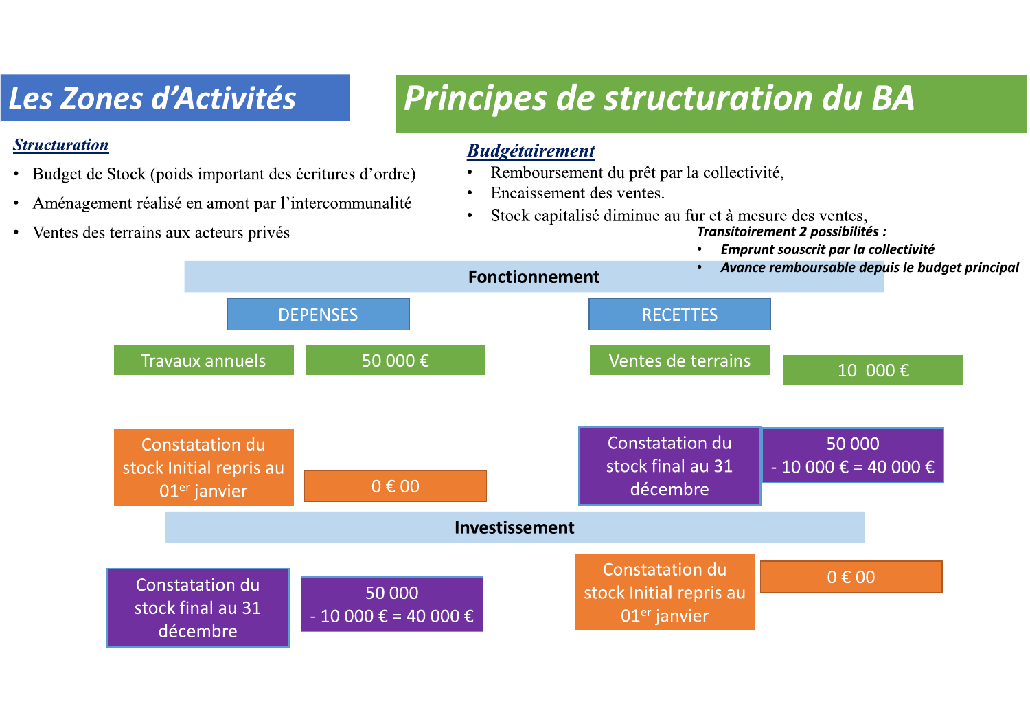# Les Zones d'Activités

# Principes de structuration du BA

***Structuration***

- Budget de Stock (poids important des écritures d'ordre)
- Aménagement réalisé en amont par l'intercommunalité
- Ventes des terrains aux acteurs privés

***Budgétairement***

- Remboursement du prêt par la collectivité,
- Encaissement des ventes.
- Stock capitalisé diminue au fur et à mesure des ventes,

***Transitoirement 2 possibilités :***

- ***Emprunt souscrit par la collectivité***
- ***Avance remboursable depuis le budget principal***

**Fonctionnement**

| DEPENSES | | RECETTES | |
|---|---|---|---|
| Travaux annuels | 50 000 € | Ventes de terrains | 10 000 € |
| Constatation du stock Initial repris au 01er janvier | 0 € 00 | Constatation du stock final au 31 décembre | 50 000 - 10 000 € = 40 000 € |

**Investissement**

| | | | |
|---|---|---|---|
| Constatation du stock final au 31 décembre | 50 000 - 10 000 € = 40 000 € | Constatation du stock Initial repris au 01er janvier | 0 € 00 |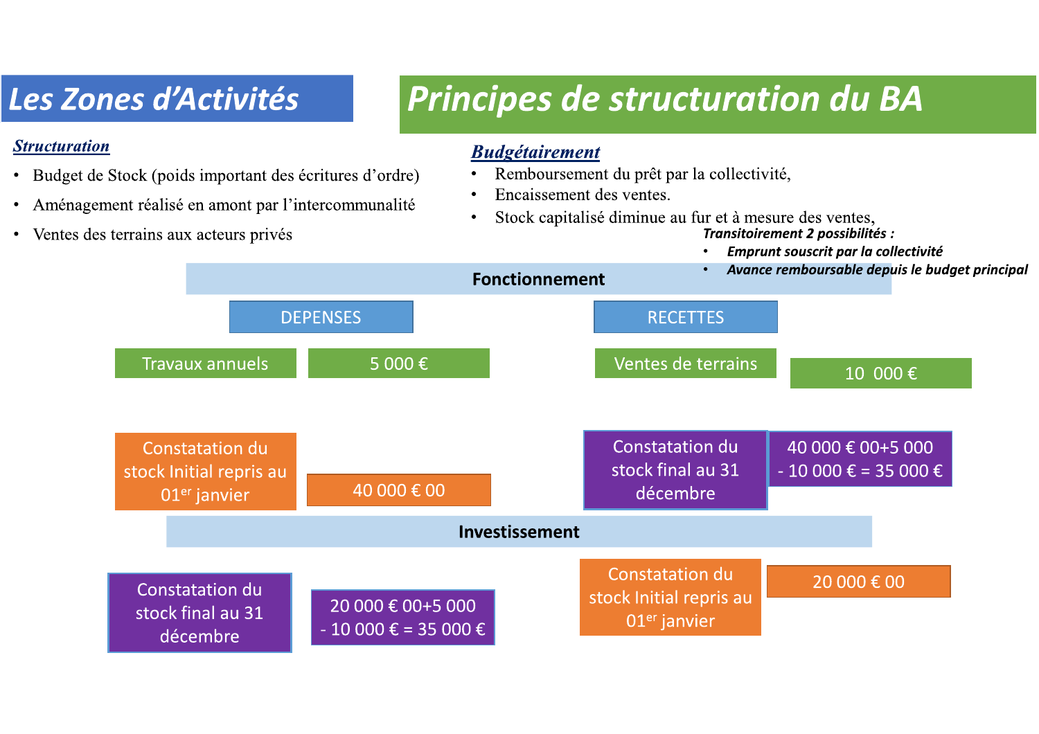# Les Zones d'Activités

# Principes de structuration du BA

***Structuration***

- Budget de Stock (poids important des écritures d'ordre)
- Aménagement réalisé en amont par l'intercommunalité
- Ventes des terrains aux acteurs privés

***Budgétairement***

- Remboursement du prêt par la collectivité,
- Encaissement des ventes.
- Stock capitalisé diminue au fur et à mesure des ventes,

***Transitoirement 2 possibilités :***

- ***Emprunt souscrit par la collectivité***
- ***Avance remboursable depuis le budget principal***

**Fonctionnement**

| DEPENSES | | RECETTES | |
|---|---|---|---|
| Travaux annuels | 5 000 € | Ventes de terrains | 10 000 € |
| Constatation du stock Initial repris au 01er janvier | 40 000 € 00 | Constatation du stock final au 31 décembre | 40 000 € 00+5 000 - 10 000 € = 35 000 € |

**Investissement**

| | | | |
|---|---|---|---|
| Constatation du stock final au 31 décembre | 20 000 € 00+5 000 - 10 000 € = 35 000 € | Constatation du stock Initial repris au 01er janvier | 20 000 € 00 |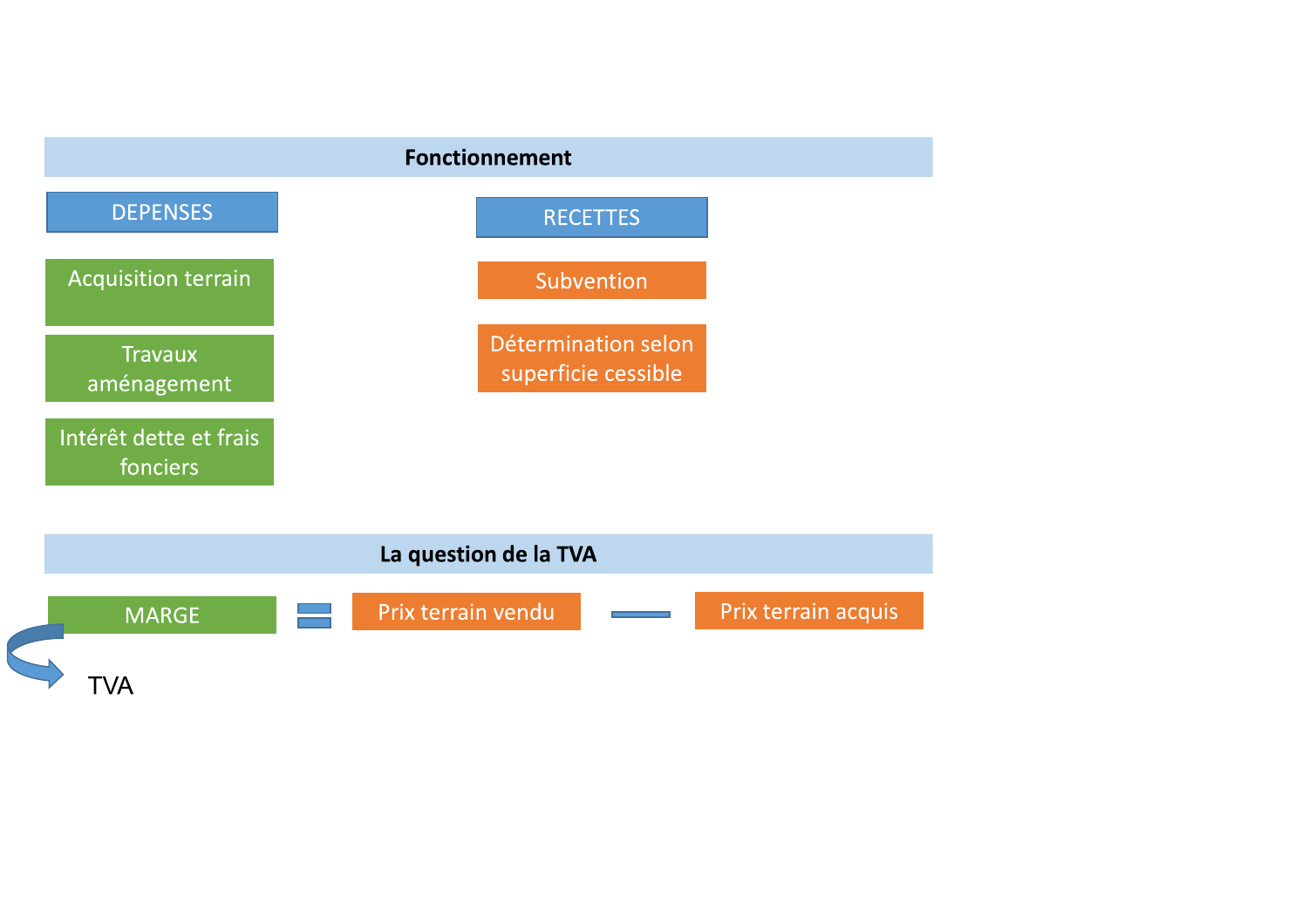## Fonctionnement

| DEPENSES | RECETTES |
| --- | --- |
| Acquisition terrain | Subvention |
| Travaux aménagement | Détermination selon superficie cessible |
| Intérêt dette et frais fonciers | |

## La question de la TVA

MARGE = Prix terrain vendu − Prix terrain acquis

→ TVA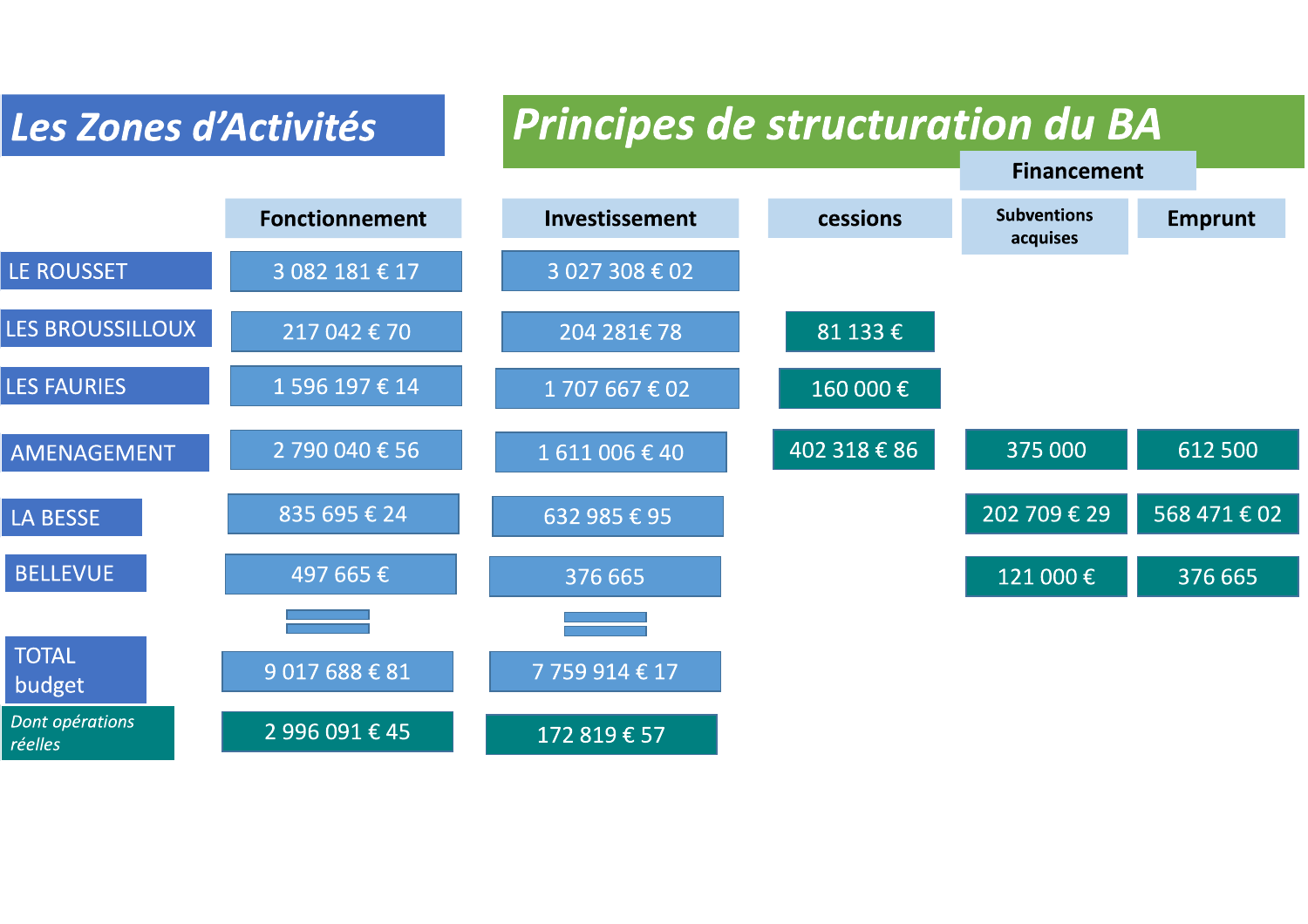# Les Zones d'Activités

# Principes de structuration du BA

| | Fonctionnement | Investissement | cessions | Financement | |
|---|---|---|---|---|---|
| | | | | Subventions acquises | Emprunt |
| LE ROUSSET | 3 082 181 € 17 | 3 027 308 € 02 | | | |
| LES BROUSSILLOUX | 217 042 € 70 | 204 281€ 78 | 81 133 € | | |
| LES FAURIES | 1 596 197 € 14 | 1 707 667 € 02 | 160 000 € | | |
| AMENAGEMENT | 2 790 040 € 56 | 1 611 006 € 40 | 402 318 € 86 | 375 000 | 612 500 |
| LA BESSE | 835 695 € 24 | 632 985 € 95 | | 202 709 € 29 | 568 471 € 02 |
| BELLEVUE | 497 665 € | 376 665 | | 121 000 € | 376 665 |
| = | = | = | | | |
| TOTAL budget | 9 017 688 € 81 | 7 759 914 € 17 | | | |
| *Dont opérations réelles* | 2 996 091 € 45 | 172 819 € 57 | | | |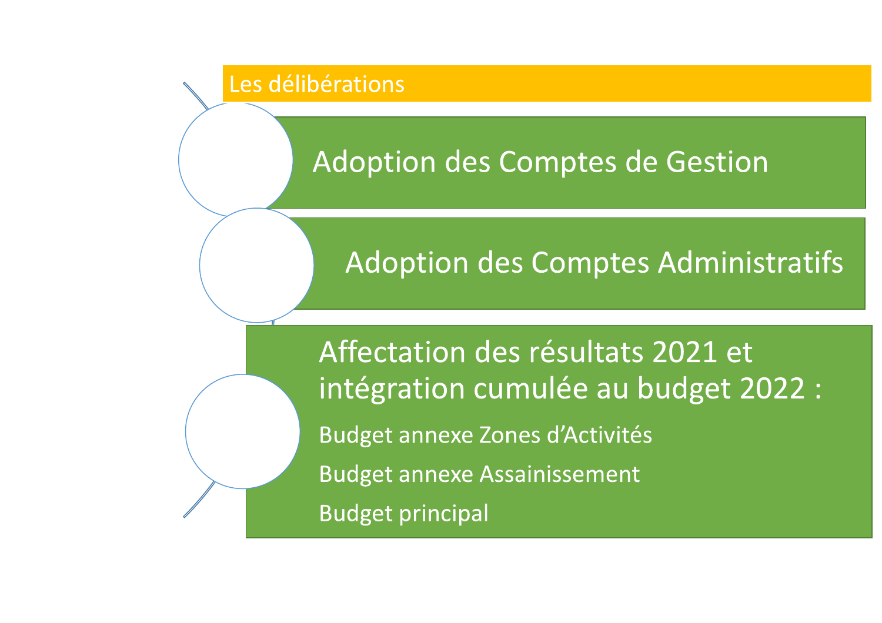## Les délibérations

- Adoption des Comptes de Gestion
- Adoption des Comptes Administratifs
- Affectation des résultats 2021 et intégration cumulée au budget 2022 :
  - Budget annexe Zones d'Activités
  - Budget annexe Assainissement
  - Budget principal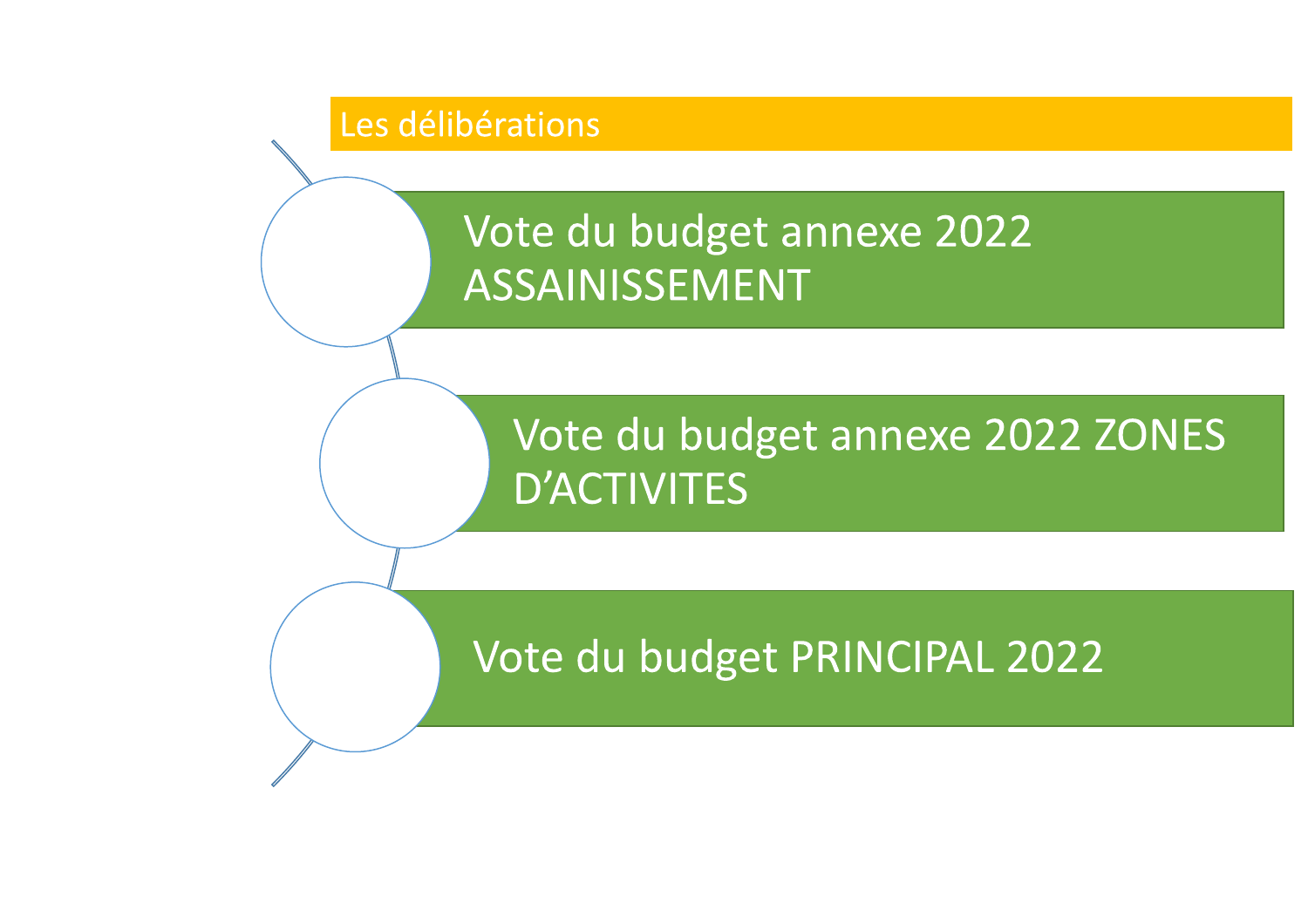## Les délibérations

- Vote du budget annexe 2022 ASSAINISSEMENT
- Vote du budget annexe 2022 ZONES D'ACTIVITES
- Vote du budget PRINCIPAL 2022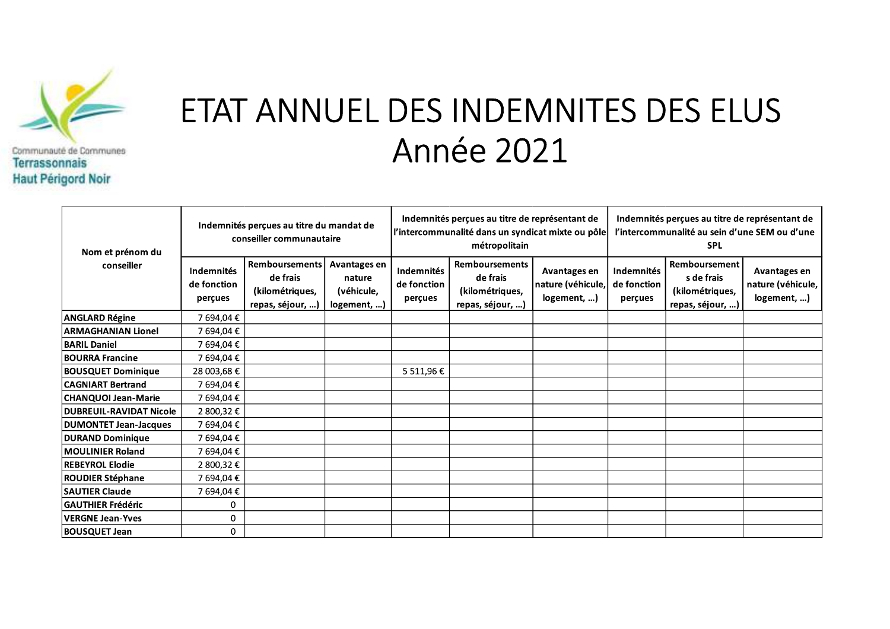Communauté de Communes
Terrassonnais
Haut Périgord Noir

# ETAT ANNUEL DES INDEMNITES DES ELUS Année 2021

| Nom et prénom du conseiller | Indemnités perçues au titre du mandat de conseiller communautaire | | | Indemnités perçues au titre de représentant de l'intercommunalité dans un syndicat mixte ou pôle métropolitain | | | Indemnités perçues au titre de représentant de l'intercommunalité au sein d'une SEM ou d'une SPL | | |
|---|---|---|---|---|---|---|---|---|---|
| | Indemnités de fonction perçues | Remboursements de frais (kilométriques, repas, séjour, …) | Avantages en nature (véhicule, logement, …) | Indemnités de fonction perçues | Remboursements de frais (kilométriques, repas, séjour, …) | Avantages en nature (véhicule, logement, …) | Indemnités de fonction perçues | Remboursements de frais (kilométriques, repas, séjour, …) | Avantages en nature (véhicule, logement, …) |
| **ANGLARD Régine** | 7 694,04 € | | | | | | | | |
| **ARMAGHANIAN Lionel** | 7 694,04 € | | | | | | | | |
| **BARIL Daniel** | 7 694,04 € | | | | | | | | |
| **BOURRA Francine** | 7 694,04 € | | | | | | | | |
| **BOUSQUET Dominique** | 28 003,68 € | | | 5 511,96 € | | | | | |
| **CAGNIART Bertrand** | 7 694,04 € | | | | | | | | |
| **CHANQUOI Jean-Marie** | 7 694,04 € | | | | | | | | |
| **DUBREUIL-RAVIDAT Nicole** | 2 800,32 € | | | | | | | | |
| **DUMONTET Jean-Jacques** | 7 694,04 € | | | | | | | | |
| **DURAND Dominique** | 7 694,04 € | | | | | | | | |
| **MOULINIER Roland** | 7 694,04 € | | | | | | | | |
| **REBEYROL Elodie** | 2 800,32 € | | | | | | | | |
| **ROUDIER Stéphane** | 7 694,04 € | | | | | | | | |
| **SAUTIER Claude** | 7 694,04 € | | | | | | | | |
| **GAUTHIER Frédéric** | 0 | | | | | | | | |
| **VERGNE Jean-Yves** | 0 | | | | | | | | |
| **BOUSQUET Jean** | 0 | | | | | | | | |